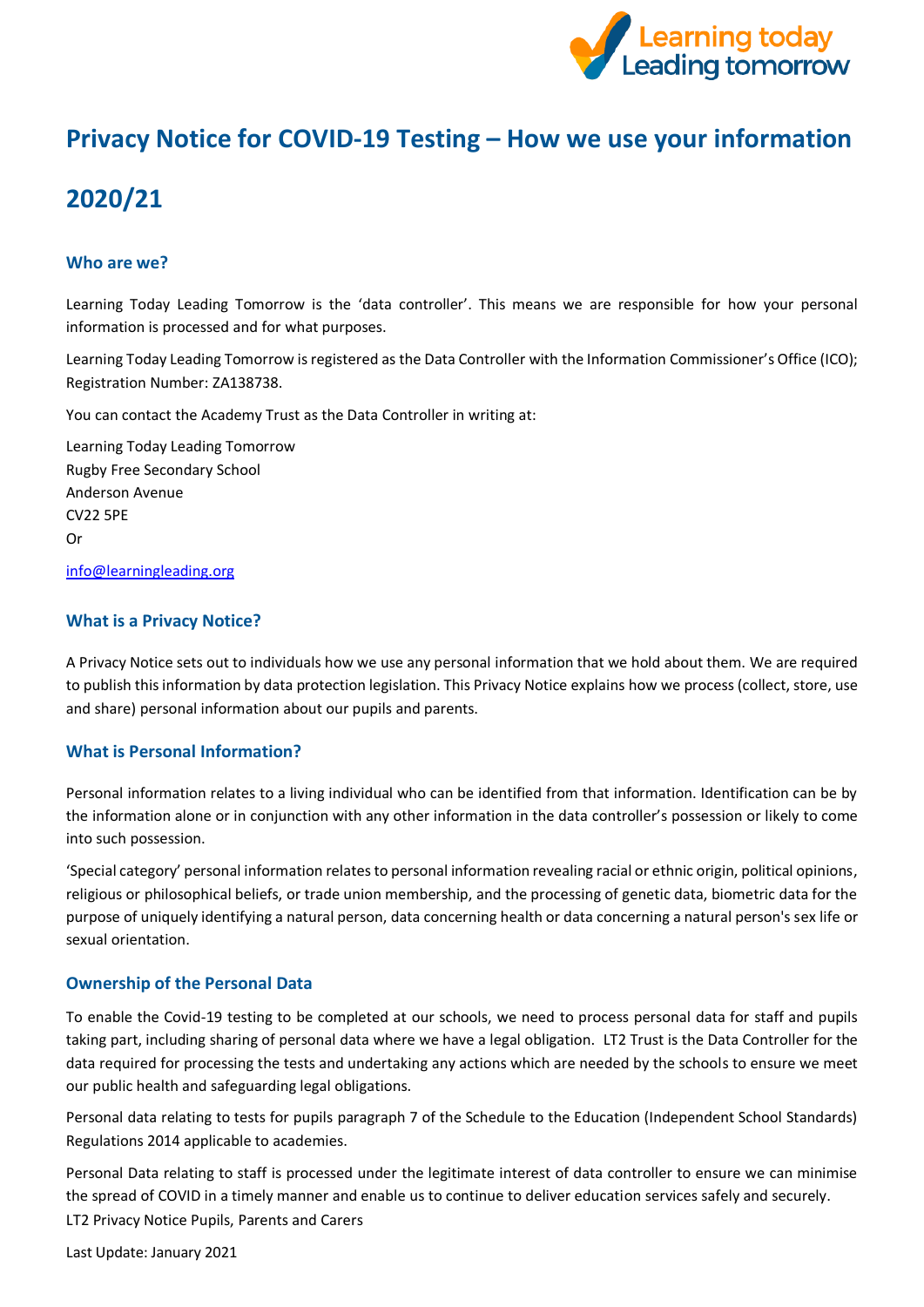# Privacy Notice for COVID-19 Testing – How we use your information 2020/21

## Who are we?

Learning Today Leading Tomorrow is the 'data controller'. This means we are responsible for how your personal information is processed and for what purposes.

Learning Today Leading Tomorrow is registered as the Data Controller with the Information Commissioner's Office (ICO); Registration Number: ZA138738.

You can contact the Academy Trust as the Data Controller in writing at:

Learning Today Leading Tomorrow
Rugby Free Secondary School
Anderson Avenue
CV22 5PE
Or

info@learningleading.org

## What is a Privacy Notice?

A Privacy Notice sets out to individuals how we use any personal information that we hold about them. We are required to publish this information by data protection legislation. This Privacy Notice explains how we process (collect, store, use and share) personal information about our pupils and parents.

## What is Personal Information?

Personal information relates to a living individual who can be identified from that information. Identification can be by the information alone or in conjunction with any other information in the data controller's possession or likely to come into such possession.

'Special category' personal information relates to personal information revealing racial or ethnic origin, political opinions, religious or philosophical beliefs, or trade union membership, and the processing of genetic data, biometric data for the purpose of uniquely identifying a natural person, data concerning health or data concerning a natural person's sex life or sexual orientation.

## Ownership of the Personal Data

To enable the Covid-19 testing to be completed at our schools, we need to process personal data for staff and pupils taking part, including sharing of personal data where we have a legal obligation. LT2 Trust is the Data Controller for the data required for processing the tests and undertaking any actions which are needed by the schools to ensure we meet our public health and safeguarding legal obligations.

Personal data relating to tests for pupils paragraph 7 of the Schedule to the Education (Independent School Standards) Regulations 2014 applicable to academies.

Personal Data relating to staff is processed under the legitimate interest of data controller to ensure we can minimise the spread of COVID in a timely manner and enable us to continue to deliver education services safely and securely.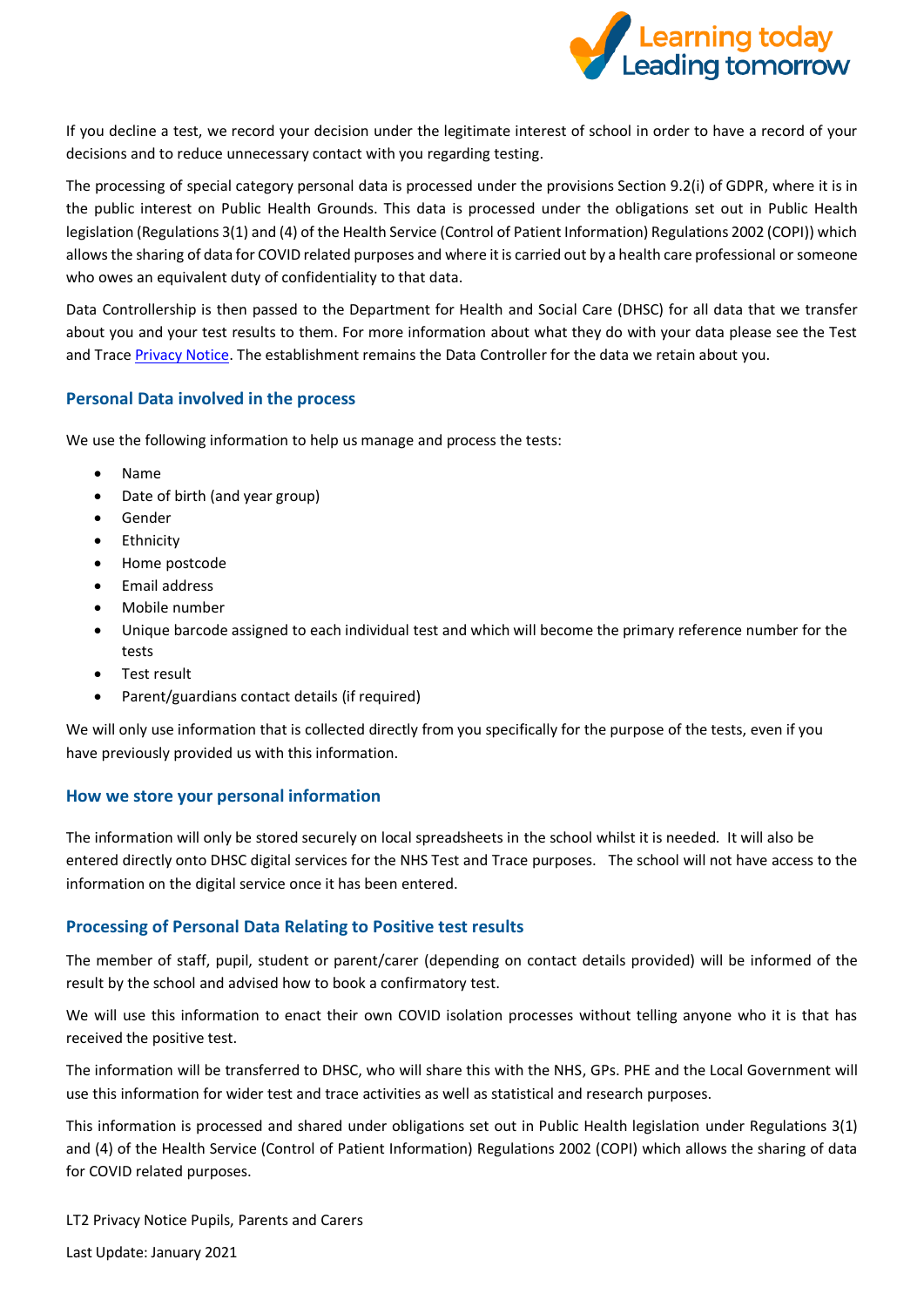If you decline a test, we record your decision under the legitimate interest of school in order to have a record of your decisions and to reduce unnecessary contact with you regarding testing.

The processing of special category personal data is processed under the provisions Section 9.2(i) of GDPR, where it is in the public interest on Public Health Grounds. This data is processed under the obligations set out in Public Health legislation (Regulations 3(1) and (4) of the Health Service (Control of Patient Information) Regulations 2002 (COPI)) which allows the sharing of data for COVID related purposes and where it is carried out by a health care professional or someone who owes an equivalent duty of confidentiality to that data.

Data Controllership is then passed to the Department for Health and Social Care (DHSC) for all data that we transfer about you and your test results to them. For more information about what they do with your data please see the Test and Trace Privacy Notice. The establishment remains the Data Controller for the data we retain about you.

### Personal Data involved in the process

We use the following information to help us manage and process the tests:

- Name
- Date of birth (and year group)
- Gender
- Ethnicity
- Home postcode
- Email address
- Mobile number
- Unique barcode assigned to each individual test and which will become the primary reference number for the tests
- Test result
- Parent/guardians contact details (if required)

We will only use information that is collected directly from you specifically for the purpose of the tests, even if you have previously provided us with this information.

### How we store your personal information

The information will only be stored securely on local spreadsheets in the school whilst it is needed. It will also be entered directly onto DHSC digital services for the NHS Test and Trace purposes. The school will not have access to the information on the digital service once it has been entered.

### Processing of Personal Data Relating to Positive test results

The member of staff, pupil, student or parent/carer (depending on contact details provided) will be informed of the result by the school and advised how to book a confirmatory test.

We will use this information to enact their own COVID isolation processes without telling anyone who it is that has received the positive test.

The information will be transferred to DHSC, who will share this with the NHS, GPs. PHE and the Local Government will use this information for wider test and trace activities as well as statistical and research purposes.

This information is processed and shared under obligations set out in Public Health legislation under Regulations 3(1) and (4) of the Health Service (Control of Patient Information) Regulations 2002 (COPI) which allows the sharing of data for COVID related purposes.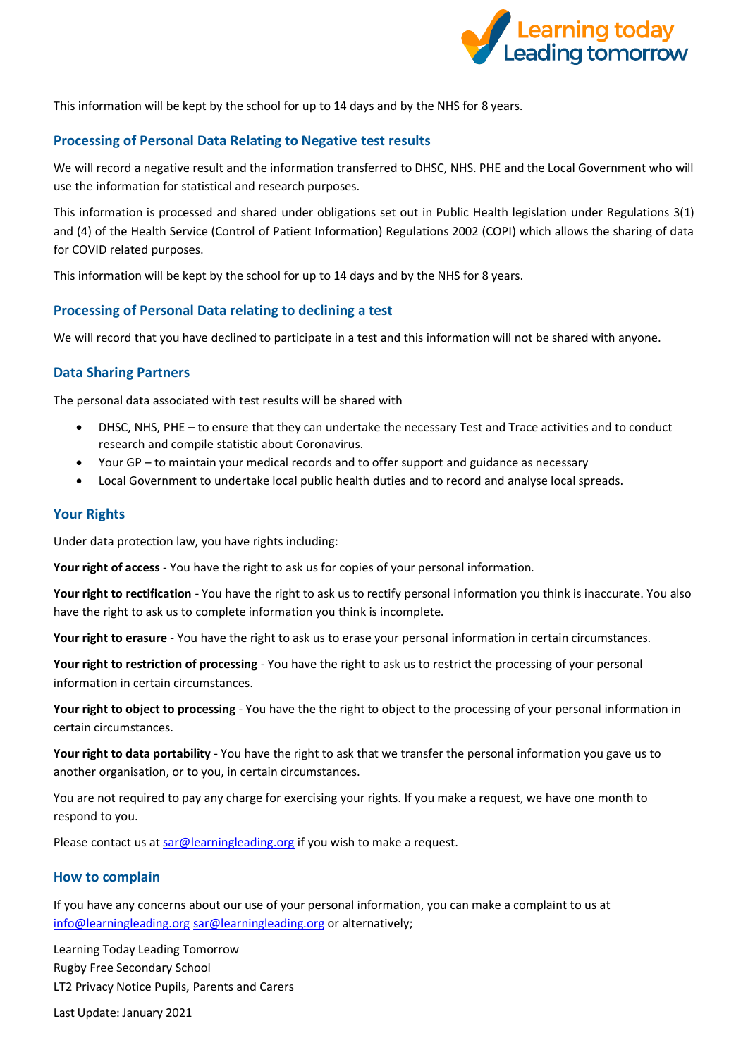This information will be kept by the school for up to 14 days and by the NHS for 8 years.

## Processing of Personal Data Relating to Negative test results

We will record a negative result and the information transferred to DHSC, NHS. PHE and the Local Government who will use the information for statistical and research purposes.

This information is processed and shared under obligations set out in Public Health legislation under Regulations 3(1) and (4) of the Health Service (Control of Patient Information) Regulations 2002 (COPI) which allows the sharing of data for COVID related purposes.

This information will be kept by the school for up to 14 days and by the NHS for 8 years.

## Processing of Personal Data relating to declining a test

We will record that you have declined to participate in a test and this information will not be shared with anyone.

## Data Sharing Partners

The personal data associated with test results will be shared with

- DHSC, NHS, PHE – to ensure that they can undertake the necessary Test and Trace activities and to conduct research and compile statistic about Coronavirus.
- Your GP – to maintain your medical records and to offer support and guidance as necessary
- Local Government to undertake local public health duties and to record and analyse local spreads.

## Your Rights

Under data protection law, you have rights including:

**Your right of access** - You have the right to ask us for copies of your personal information.

**Your right to rectification** - You have the right to ask us to rectify personal information you think is inaccurate. You also have the right to ask us to complete information you think is incomplete.

**Your right to erasure** - You have the right to ask us to erase your personal information in certain circumstances.

**Your right to restriction of processing** - You have the right to ask us to restrict the processing of your personal information in certain circumstances.

**Your right to object to processing** - You have the the right to object to the processing of your personal information in certain circumstances.

**Your right to data portability** - You have the right to ask that we transfer the personal information you gave us to another organisation, or to you, in certain circumstances.

You are not required to pay any charge for exercising your rights. If you make a request, we have one month to respond to you.

Please contact us at sar@learningleading.org if you wish to make a request.

## How to complain

If you have any concerns about our use of your personal information, you can make a complaint to us at info@learningleading.org sar@learningleading.org or alternatively;

Learning Today Leading Tomorrow
Rugby Free Secondary School
LT2 Privacy Notice Pupils, Parents and Carers

Last Update: January 2021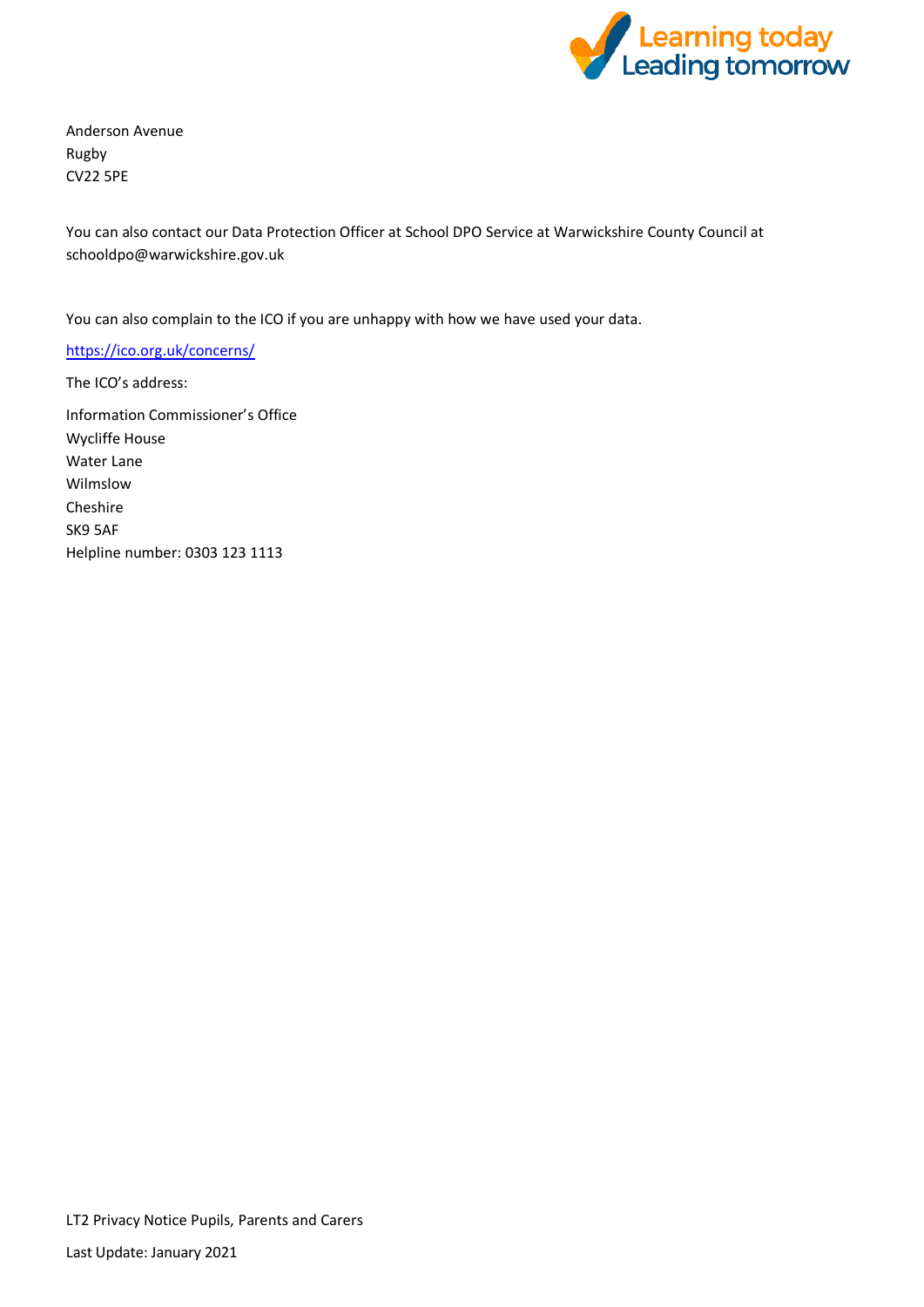Anderson Avenue
Rugby
CV22 5PE

You can also contact our Data Protection Officer at School DPO Service at Warwickshire County Council at schooldpo@warwickshire.gov.uk

You can also complain to the ICO if you are unhappy with how we have used your data.

https://ico.org.uk/concerns/

The ICO's address:

Information Commissioner's Office
Wycliffe House
Water Lane
Wilmslow
Cheshire
SK9 5AF
Helpline number: 0303 123 1113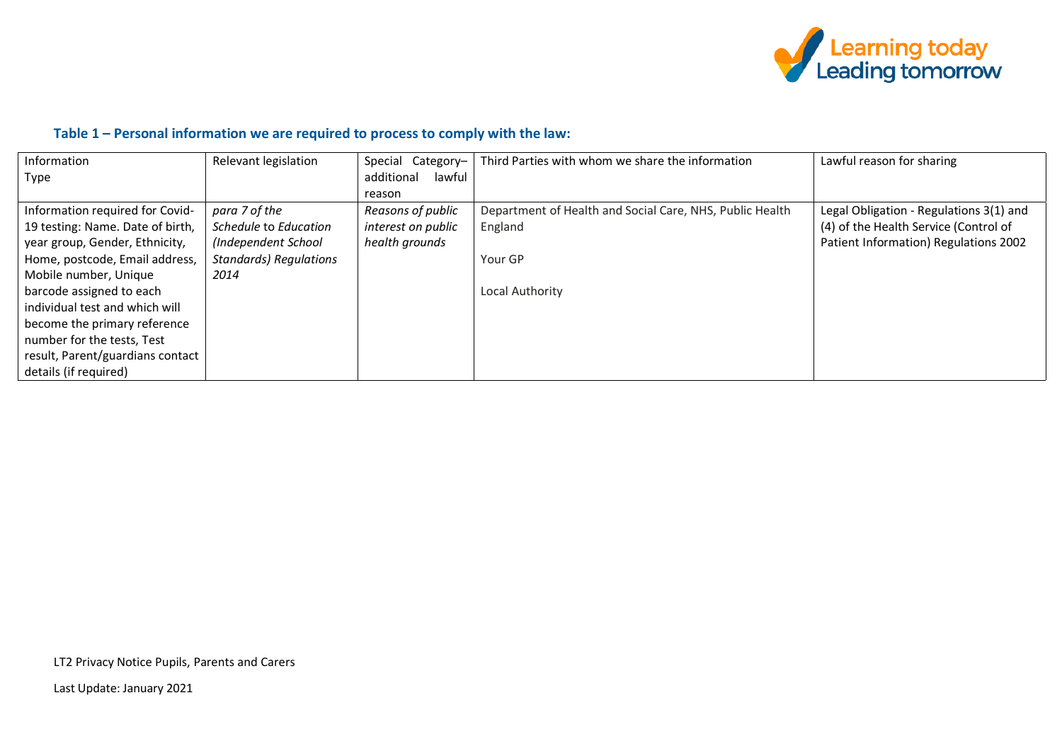### Table 1 – Personal information we are required to process to comply with the law:

| Information Type | Relevant legislation | Special Category– additional lawful reason | Third Parties with whom we share the information | Lawful reason for sharing |
|---|---|---|---|---|
| Information required for Covid-19 testing: Name. Date of birth, year group, Gender, Ethnicity, Home, postcode, Email address, Mobile number, Unique barcode assigned to each individual test and which will become the primary reference number for the tests, Test result, Parent/guardians contact details (if required) | *para 7 of the Schedule* to *Education (Independent School Standards) Regulations 2014* | *Reasons of public interest on public health grounds* | Department of Health and Social Care, NHS, Public Health England<br><br>Your GP<br><br>Local Authority | Legal Obligation - Regulations 3(1) and (4) of the Health Service (Control of Patient Information) Regulations 2002 |

LT2 Privacy Notice Pupils, Parents and Carers

Last Update: January 2021